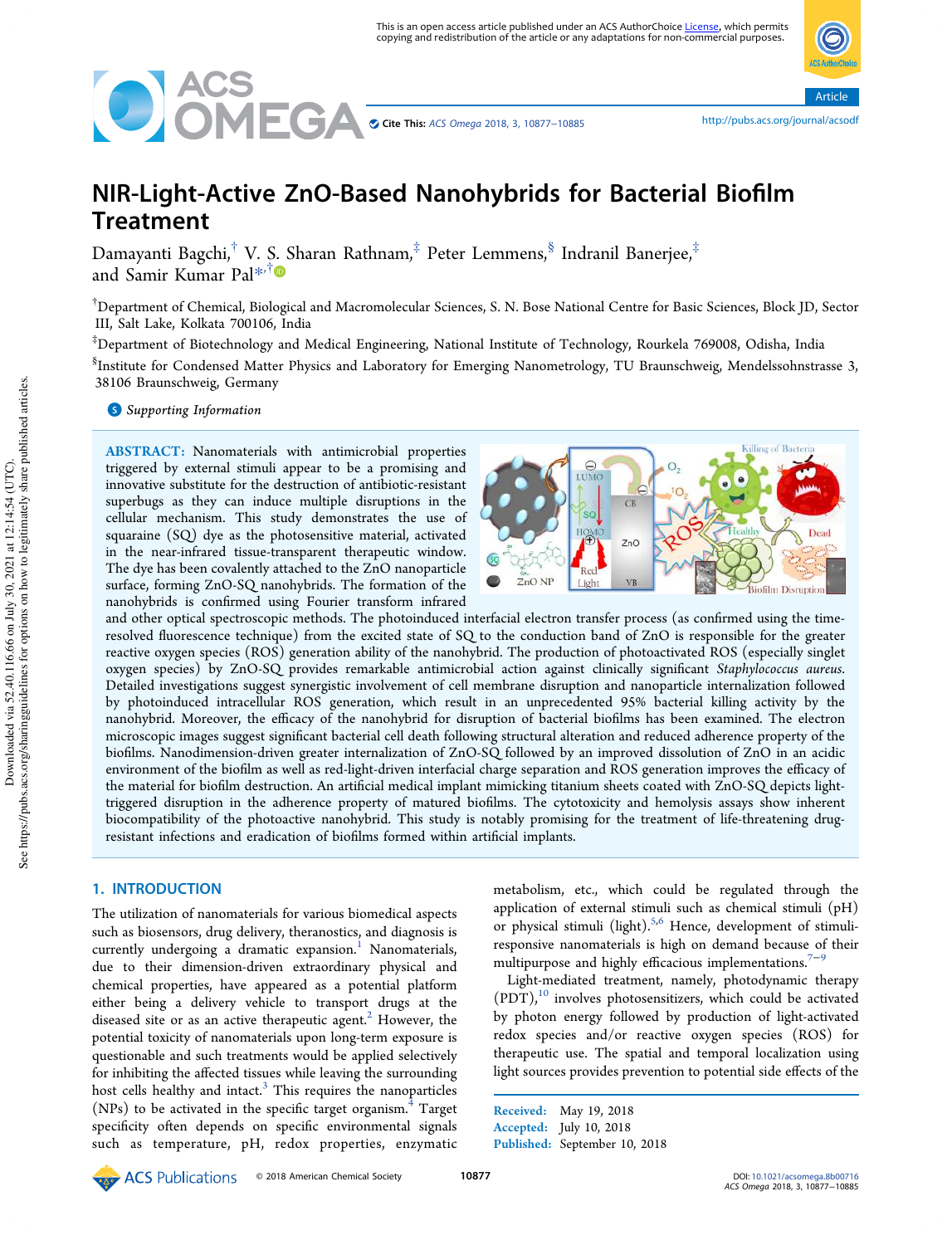# NIR-Light-Active ZnO-Based Nanohybrids for Bacterial Biofilm Treatment

Damayanti Bagchi,[†] V. S. Sharan Rathnam,[‡] Peter Lemmens,[§] Indranil Banerjee,[‡] and Samir Kumar Pal*,[†]

[†]Department of Chemical, Biological and Macromolecular Sciences, S. N. Bose National Centre for Basic Sciences, Block JD, Sector III, Salt Lake, Kolkata 700106, India

[‡]Department of Biotechnology and Medical Engineering, National Institute of Technology, Rourkela 769008, Odisha, India

[§]Institute for Condensed Matter Physics and Laboratory for Emerging Nanometrology, TU Braunschweig, Mendelssohnstrasse 3, 38106 Braunschweig, Germany

**Supporting Information**

**ABSTRACT:** Nanomaterials with antimicrobial properties triggered by external stimuli appear to be a promising and innovative substitute for the destruction of antibiotic-resistant superbugs as they can induce multiple disruptions in the cellular mechanism. This study demonstrates the use of squaraine (SQ) dye as the photosensitive material, activated in the near-infrared tissue-transparent therapeutic window. The dye has been covalently attached to the ZnO nanoparticle surface, forming ZnO-SQ nanohybrids. The formation of the nanohybrids is confirmed using Fourier transform infrared and other optical spectroscopic methods. The photoinduced interfacial electron transfer process (as confirmed using the time-resolved fluorescence technique) from the excited state of SQ to the conduction band of ZnO is responsible for the greater reactive oxygen species (ROS) generation ability of the nanohybrid. The production of photoactivated ROS (especially singlet oxygen species) by ZnO-SQ provides remarkable antimicrobial action against clinically significant *Staphylococcus aureus*. Detailed investigations suggest synergistic involvement of cell membrane disruption and nanoparticle internalization followed by photoinduced intracellular ROS generation, which result in an unprecedented 95% bacterial killing activity by the nanohybrid. Moreover, the efficacy of the nanohybrid for disruption of bacterial biofilms has been examined. The electron microscopic images suggest significant bacterial cell death following structural alteration and reduced adherence property of the biofilms. Nanodimension-driven greater internalization of ZnO-SQ followed by an improved dissolution of ZnO in an acidic environment of the biofilm as well as red-light-driven interfacial charge separation and ROS generation improves the efficacy of the material for biofilm destruction. An artificial medical implant mimicking titanium sheets coated with ZnO-SQ depicts light-triggered disruption in the adherence property of matured biofilms. The cytotoxicity and hemolysis assays show inherent biocompatibility of the photoactive nanohybrid. This study is notably promising for the treatment of life-threatening drug-resistant infections and eradication of biofilms formed within artificial implants.

## 1. INTRODUCTION

The utilization of nanomaterials for various biomedical aspects such as biosensors, drug delivery, theranostics, and diagnosis is currently undergoing a dramatic expansion.[1] Nanomaterials, due to their dimension-driven extraordinary physical and chemical properties, have appeared as a potential platform either being a delivery vehicle to transport drugs at the diseased site or as an active therapeutic agent.[2] However, the potential toxicity of nanomaterials upon long-term exposure is questionable and such treatments would be applied selectively for inhibiting the affected tissues while leaving the surrounding host cells healthy and intact.[3] This requires the nanoparticles (NPs) to be activated in the specific target organism.[4] Target specificity often depends on specific environmental signals such as temperature, pH, redox properties, enzymatic metabolism, etc., which could be regulated through the application of external stimuli such as chemical stimuli (pH) or physical stimuli (light).[5,6] Hence, development of stimuli-responsive nanomaterials is high on demand because of their multipurpose and highly efficacious implementations.[7−9]

Light-mediated treatment, namely, photodynamic therapy (PDT),[10] involves photosensitizers, which could be activated by photon energy followed by production of light-activated redox species and/or reactive oxygen species (ROS) for therapeutic use. The spatial and temporal localization using light sources provides prevention to potential side effects of the

Received: May 19, 2018
Accepted: July 10, 2018
Published: September 10, 2018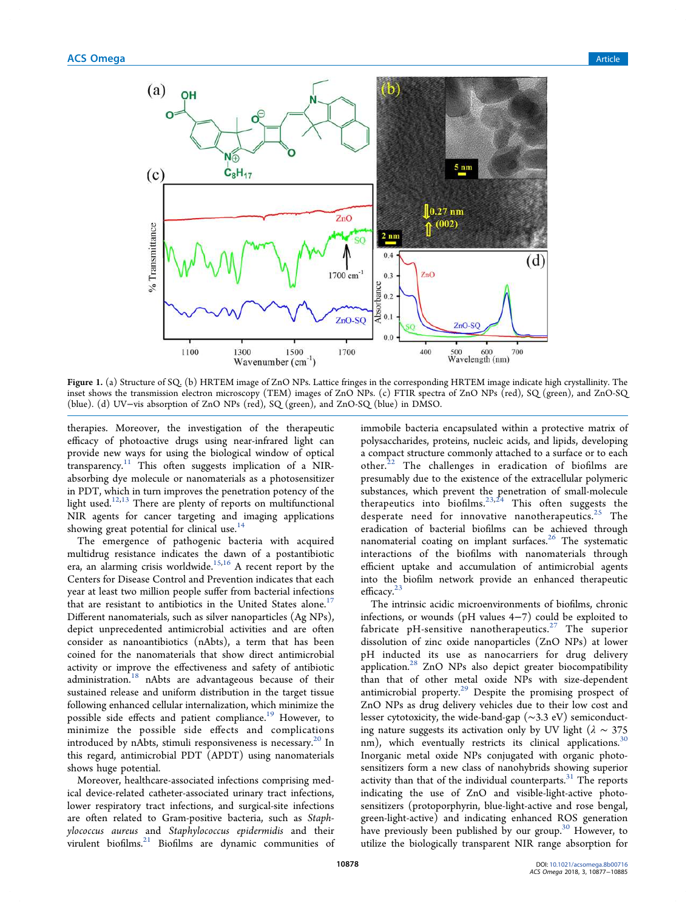**Figure 1.** (a) Structure of SQ. (b) HRTEM image of ZnO NPs. Lattice fringes in the corresponding HRTEM image indicate high crystallinity. The inset shows the transmission electron microscopy (TEM) images of ZnO NPs. (c) FTIR spectra of ZnO NPs (red), SQ (green), and ZnO-SQ (blue). (d) UV−vis absorption of ZnO NPs (red), SQ (green), and ZnO-SQ (blue) in DMSO.

therapies. Moreover, the investigation of the therapeutic efficacy of photoactive drugs using near-infrared light can provide new ways for using the biological window of optical transparency.[11] This often suggests implication of a NIR-absorbing dye molecule or nanomaterials as a photosensitizer in PDT, which in turn improves the penetration potency of the light used.[12,13] There are plenty of reports on multifunctional NIR agents for cancer targeting and imaging applications showing great potential for clinical use.[14]

The emergence of pathogenic bacteria with acquired multidrug resistance indicates the dawn of a postantibiotic era, an alarming crisis worldwide.[15,16] A recent report by the Centers for Disease Control and Prevention indicates that each year at least two million people suffer from bacterial infections that are resistant to antibiotics in the United States alone.[17] Different nanomaterials, such as silver nanoparticles (Ag NPs), depict unprecedented antimicrobial activities and are often consider as nanoantibiotics (nAbts), a term that has been coined for the nanomaterials that show direct antimicrobial activity or improve the effectiveness and safety of antibiotic administration.[18] nAbts are advantageous because of their sustained release and uniform distribution in the target tissue following enhanced cellular internalization, which minimize the possible side effects and patient compliance.[19] However, to minimize the possible side effects and complications introduced by nAbts, stimuli responsiveness is necessary.[20] In this regard, antimicrobial PDT (APDT) using nanomaterials shows huge potential.

Moreover, healthcare-associated infections comprising medical device-related catheter-associated urinary tract infections, lower respiratory tract infections, and surgical-site infections are often related to Gram-positive bacteria, such as *Staphylococcus aureus* and *Staphylococcus epidermidis* and their virulent biofilms.[21] Biofilms are dynamic communities of immobile bacteria encapsulated within a protective matrix of polysaccharides, proteins, nucleic acids, and lipids, developing a compact structure commonly attached to a surface or to each other.[22] The challenges in eradication of biofilms are presumably due to the existence of the extracellular polymeric substances, which prevent the penetration of small-molecule therapeutics into biofilms.[23,24] This often suggests the desperate need for innovative nanotherapeutics.[25] The eradication of bacterial biofilms can be achieved through nanomaterial coating on implant surfaces.[26] The systematic interactions of the biofilms with nanomaterials through efficient uptake and accumulation of antimicrobial agents into the biofilm network provide an enhanced therapeutic efficacy.[23]

The intrinsic acidic microenvironments of biofilms, chronic infections, or wounds (pH values 4−7) could be exploited to fabricate pH-sensitive nanotherapeutics.[27] The superior dissolution of zinc oxide nanoparticles (ZnO NPs) at lower pH inducted its use as nanocarriers for drug delivery application.[28] ZnO NPs also depict greater biocompatibility than that of other metal oxide NPs with size-dependent antimicrobial property.[29] Despite the promising prospect of ZnO NPs as drug delivery vehicles due to their low cost and lesser cytotoxicity, the wide-band-gap (∼3.3 eV) semiconducting nature suggests its activation only by UV light ($\lambda \sim 375$ nm), which eventually restricts its clinical applications.[30] Inorganic metal oxide NPs conjugated with organic photosensitizers form a new class of nanohybrids showing superior activity than that of the individual counterparts.[31] The reports indicating the use of ZnO and visible-light-active photosensitizers (protoporphyrin, blue-light-active and rose bengal, green-light-active) and indicating enhanced ROS generation have previously been published by our group.[30] However, to utilize the biologically transparent NIR range absorption for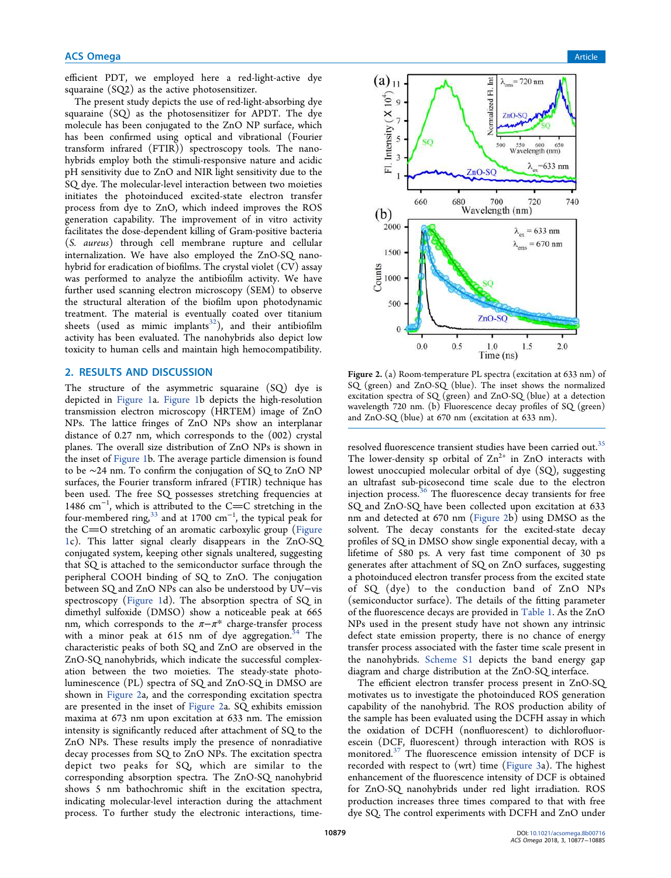efficient PDT, we employed here a red-light-active dye squaraine (SQ2) as the active photosensitizer.

The present study depicts the use of red-light-absorbing dye squaraine (SQ) as the photosensitizer for APDT. The dye molecule has been conjugated to the ZnO NP surface, which has been confirmed using optical and vibrational (Fourier transform infrared (FTIR)) spectroscopy tools. The nanohybrids employ both the stimuli-responsive nature and acidic pH sensitivity due to ZnO and NIR light sensitivity due to the SQ dye. The molecular-level interaction between two moieties initiates the photoinduced excited-state electron transfer process from dye to ZnO, which indeed improves the ROS generation capability. The improvement of in vitro activity facilitates the dose-dependent killing of Gram-positive bacteria (*S. aureus*) through cell membrane rupture and cellular internalization. We have also employed the ZnO-SQ nanohybrid for eradication of biofilms. The crystal violet (CV) assay was performed to analyze the antibiofilm activity. We have further used scanning electron microscopy (SEM) to observe the structural alteration of the biofilm upon photodynamic treatment. The material is eventually coated over titanium sheets (used as mimic implants[32]), and their antibiofilm activity has been evaluated. The nanohybrids also depict low toxicity to human cells and maintain high hemocompatibility.

## 2. RESULTS AND DISCUSSION

The structure of the asymmetric squaraine (SQ) dye is depicted in Figure 1a. Figure 1b depicts the high-resolution transmission electron microscopy (HRTEM) image of ZnO NPs. The lattice fringes of ZnO NPs show an interplanar distance of 0.27 nm, which corresponds to the (002) crystal planes. The overall size distribution of ZnO NPs is shown in the inset of Figure 1b. The average particle dimension is found to be ~24 nm. To confirm the conjugation of SQ to ZnO NP surfaces, the Fourier transform infrared (FTIR) technique has been used. The free SQ possesses stretching frequencies at 1486 cm$^{-1}$, which is attributed to the C═C stretching in the four-membered ring,[33] and at 1700 cm$^{-1}$, the typical peak for the C═O stretching of an aromatic carboxylic group (Figure 1c). This latter signal clearly disappears in the ZnO-SQ conjugated system, keeping other signals unaltered, suggesting that SQ is attached to the semiconductor surface through the peripheral COOH binding of SQ to ZnO. The conjugation between SQ and ZnO NPs can also be understood by UV–vis spectroscopy (Figure 1d). The absorption spectra of SQ in dimethyl sulfoxide (DMSO) show a noticeable peak at 665 nm, which corresponds to the $\pi-\pi^*$ charge-transfer process with a minor peak at 615 nm of dye aggregation.[34] The characteristic peaks of both SQ and ZnO are observed in the ZnO-SQ nanohybrids, which indicate the successful complexation between the two moieties. The steady-state photoluminescence (PL) spectra of SQ and ZnO-SQ in DMSO are shown in Figure 2a, and the corresponding excitation spectra are presented in the inset of Figure 2a. SQ exhibits emission maxima at 673 nm upon excitation at 633 nm. The emission intensity is significantly reduced after attachment of SQ to the ZnO NPs. These results imply the presence of nonradiative decay processes from SQ to ZnO NPs. The excitation spectra depict two peaks for SQ, which are similar to the corresponding absorption spectra. The ZnO-SQ nanohybrid shows 5 nm bathochromic shift in the excitation spectra, indicating molecular-level interaction during the attachment process. To further study the electronic interactions, time-resolved fluorescence transient studies have been carried out.[35] The lower-density sp orbital of $Zn^{2+}$ in ZnO interacts with lowest unoccupied molecular orbital of dye (SQ), suggesting an ultrafast sub-picosecond time scale due to the electron injection process.[36] The fluorescence decay transients for free SQ and ZnO-SQ have been collected upon excitation at 633 nm and detected at 670 nm (Figure 2b) using DMSO as the solvent. The decay constants for the excited-state decay profiles of SQ in DMSO show single exponential decay, with a lifetime of 580 ps. A very fast time component of 30 ps generates after attachment of SQ on ZnO surfaces, suggesting a photoinduced electron transfer process from the excited state of SQ (dye) to the conduction band of ZnO NPs (semiconductor surface). The details of the fitting parameter of the fluorescence decays are provided in Table 1. As the ZnO NPs used in the present study have not shown any intrinsic defect state emission property, there is no chance of energy transfer process associated with the faster time scale present in the nanohybrids. Scheme S1 depicts the band energy gap diagram and charge distribution at the ZnO-SQ interface.

Figure 2. (a) Room-temperature PL spectra (excitation at 633 nm) of SQ (green) and ZnO-SQ (blue). The inset shows the normalized excitation spectra of SQ (green) and ZnO-SQ (blue) at a detection wavelength 720 nm. (b) Fluorescence decay profiles of SQ (green) and ZnO-SQ (blue) at 670 nm (excitation at 633 nm).

The efficient electron transfer process present in ZnO-SQ motivates us to investigate the photoinduced ROS generation capability of the nanohybrid. The ROS production ability of the sample has been evaluated using the DCFH assay in which the oxidation of DCFH (nonfluorescent) to dichlorofluorescein (DCF, fluorescent) through interaction with ROS is monitored.[37] The fluorescence emission intensity of DCF is recorded with respect to (wrt) time (Figure 3a). The highest enhancement of the fluorescence intensity of DCF is obtained for ZnO-SQ nanohybrids under red light irradiation. ROS production increases three times compared to that with free dye SQ. The control experiments with DCFH and ZnO under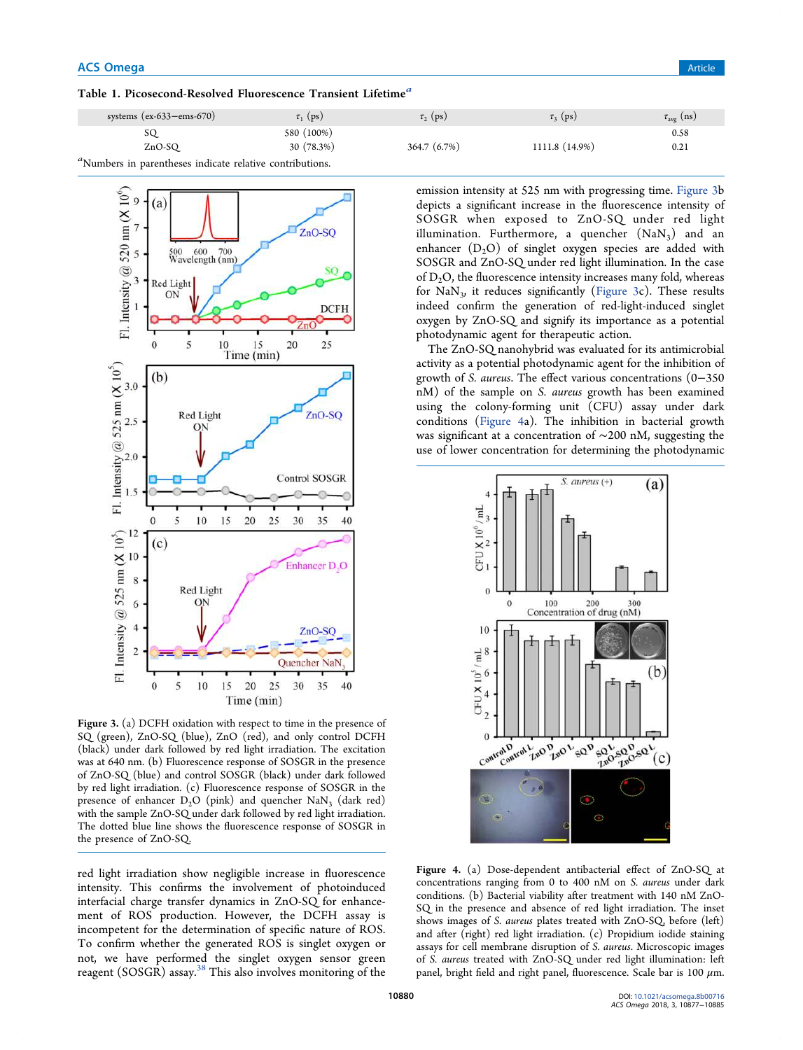Table 1. Picosecond-Resolved Fluorescence Transient Lifetime[a]

| systems (ex-633–ems-670) | $\tau_1$ (ps) | $\tau_2$ (ps) | $\tau_3$ (ps) | $\tau_{avg}$ (ns) |
|---|---|---|---|---|
| SQ | 580 (100%) | | | 0.58 |
| ZnO-SQ | 30 (78.3%) | 364.7 (6.7%) | 1111.8 (14.9%) | 0.21 |

[a]Numbers in parentheses indicate relative contributions.

Figure 3. (a) DCFH oxidation with respect to time in the presence of SQ (green), ZnO-SQ (blue), ZnO (red), and only control DCFH (black) under dark followed by red light irradiation. The excitation was at 640 nm. (b) Fluorescence response of SOSGR in the presence of ZnO-SQ (blue) and control SOSGR (black) under dark followed by red light irradiation. (c) Fluorescence response of SOSGR in the presence of enhancer $D_2O$ (pink) and quencher $NaN_3$ (dark red) with the sample ZnO-SQ under dark followed by red light irradiation. The dotted blue line shows the fluorescence response of SOSGR in the presence of ZnO-SQ.

red light irradiation show negligible increase in fluorescence intensity. This confirms the involvement of photoinduced interfacial charge transfer dynamics in ZnO-SQ for enhancement of ROS production. However, the DCFH assay is incompetent for the determination of specific nature of ROS. To confirm whether the generated ROS is singlet oxygen or not, we have performed the singlet oxygen sensor green reagent (SOSGR) assay.[38] This also involves monitoring of the emission intensity at 525 nm with progressing time. Figure 3b depicts a significant increase in the fluorescence intensity of SOSGR when exposed to ZnO-SQ under red light illumination. Furthermore, a quencher ($NaN_3$) and an enhancer ($D_2O$) of singlet oxygen species are added with SOSGR and ZnO-SQ under red light illumination. In the case of $D_2O$, the fluorescence intensity increases many fold, whereas for $NaN_3$, it reduces significantly (Figure 3c). These results indeed confirm the generation of red-light-induced singlet oxygen by ZnO-SQ and signify its importance as a potential photodynamic agent for therapeutic action.

The ZnO-SQ nanohybrid was evaluated for its antimicrobial activity as a potential photodynamic agent for the inhibition of growth of *S. aureus*. The effect various concentrations (0–350 nM) of the sample on *S. aureus* growth has been examined using the colony-forming unit (CFU) assay under dark conditions (Figure 4a). The inhibition in bacterial growth was significant at a concentration of ∼200 nM, suggesting the use of lower concentration for determining the photodynamic

Figure 4. (a) Dose-dependent antibacterial effect of ZnO-SQ at concentrations ranging from 0 to 400 nM on *S. aureus* under dark conditions. (b) Bacterial viability after treatment with 140 nM ZnO-SQ in the presence and absence of red light irradiation. The inset shows images of *S. aureus* plates treated with ZnO-SQ before (left) and after (right) red light irradiation. (c) Propidium iodide staining assays for cell membrane disruption of *S. aureus*. Microscopic images of *S. aureus* treated with ZnO-SQ under red light illumination: left panel, bright field and right panel, fluorescence. Scale bar is 100 μm.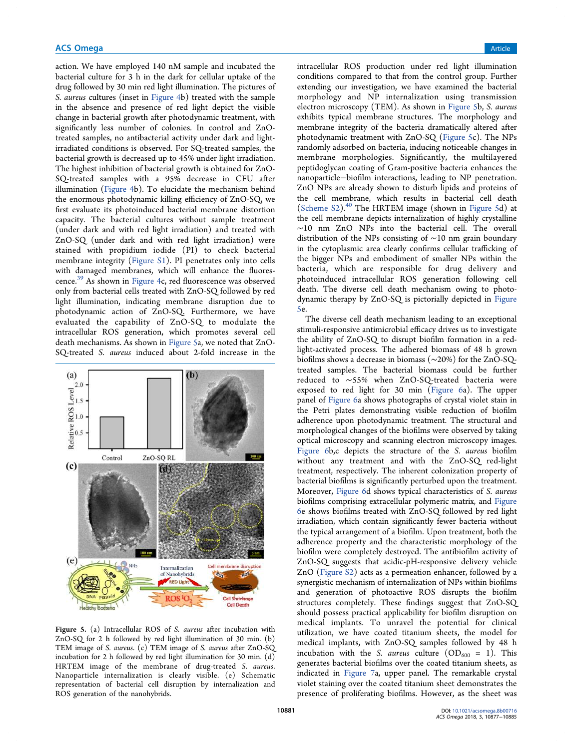action. We have employed 140 nM sample and incubated the bacterial culture for 3 h in the dark for cellular uptake of the drug followed by 30 min red light illumination. The pictures of *S. aureus* cultures (inset in Figure 4b) treated with the sample in the absence and presence of red light depict the visible change in bacterial growth after photodynamic treatment, with significantly less number of colonies. In control and ZnO-treated samples, no antibacterial activity under dark and light-irradiated conditions is observed. For SQ-treated samples, the bacterial growth is decreased up to 45% under light irradiation. The highest inhibition of bacterial growth is obtained for ZnO-SQ-treated samples with a 95% decrease in CFU after illumination (Figure 4b). To elucidate the mechanism behind the enormous photodynamic killing efficiency of ZnO-SQ, we first evaluate its photoinduced bacterial membrane distortion capacity. The bacterial cultures without sample treatment (under dark and with red light irradiation) and treated with ZnO-SQ (under dark and with red light irradiation) were stained with propidium iodide (PI) to check bacterial membrane integrity (Figure S1). PI penetrates only into cells with damaged membranes, which will enhance the fluorescence.[39] As shown in Figure 4c, red fluorescence was observed only from bacterial cells treated with ZnO-SQ followed by red light illumination, indicating membrane disruption due to photodynamic action of ZnO-SQ. Furthermore, we have evaluated the capability of ZnO-SQ to modulate the intracellular ROS generation, which promotes several cell death mechanisms. As shown in Figure 5a, we noted that ZnO-SQ-treated *S. aureus* induced about 2-fold increase in the intracellular ROS production under red light illumination conditions compared to that from the control group. Further extending our investigation, we have examined the bacterial morphology and NP internalization using transmission electron microscopy (TEM). As shown in Figure 5b, *S. aureus* exhibits typical membrane structures. The morphology and membrane integrity of the bacteria dramatically altered after photodynamic treatment with ZnO-SQ (Figure 5c). The NPs randomly adsorbed on bacteria, inducing noticeable changes in membrane morphologies. Significantly, the multilayered peptidoglycan coating of Gram-positive bacteria enhances the nanoparticle−biofilm interactions, leading to NP penetration. ZnO NPs are already shown to disturb lipids and proteins of the cell membrane, which results in bacterial cell death (Scheme S2).[40] The HRTEM image (shown in Figure 5d) at the cell membrane depicts internalization of highly crystalline ~10 nm ZnO NPs into the bacterial cell. The overall distribution of the NPs consisting of ~10 nm grain boundary in the cytoplasmic area clearly confirms cellular trafficking of the bigger NPs and embodiment of smaller NPs within the bacteria, which are responsible for drug delivery and photoinduced intracellular ROS generation following cell death. The diverse cell death mechanism owing to photodynamic therapy by ZnO-SQ is pictorially depicted in Figure 5e.

Figure 5. (a) Intracellular ROS of *S. aureus* after incubation with ZnO-SQ for 2 h followed by red light illumination of 30 min. (b) TEM image of *S. aureus*. (c) TEM image of *S. aureus* after ZnO-SQ incubation for 2 h followed by red light illumination for 30 min. (d) HRTEM image of the membrane of drug-treated *S. aureus*. Nanoparticle internalization is clearly visible. (e) Schematic representation of bacterial cell disruption by internalization and ROS generation of the nanohybrids.

The diverse cell death mechanism leading to an exceptional stimuli-responsive antimicrobial efficacy drives us to investigate the ability of ZnO-SQ to disrupt biofilm formation in a red-light-activated process. The adhered biomass of 48 h grown biofilms shows a decrease in biomass (~20%) for the ZnO-SQ-treated samples. The bacterial biomass could be further reduced to ~55% when ZnO-SQ-treated bacteria were exposed to red light for 30 min (Figure 6a). The upper panel of Figure 6a shows photographs of crystal violet stain in the Petri plates demonstrating visible reduction of biofilm adherence upon photodynamic treatment. The structural and morphological changes of the biofilms were observed by taking optical microscopy and scanning electron microscopy images. Figure 6b,c depicts the structure of the *S. aureus* biofilm without any treatment and with the ZnO-SQ red-light treatment, respectively. The inherent colonization property of bacterial biofilms is significantly perturbed upon the treatment. Moreover, Figure 6d shows typical characteristics of *S. aureus* biofilms comprising extracellular polymeric matrix, and Figure 6e shows biofilms treated with ZnO-SQ followed by red light irradiation, which contain significantly fewer bacteria without the typical arrangement of a biofilm. Upon treatment, both the adherence property and the characteristic morphology of the biofilm were completely destroyed. The antibiofilm activity of ZnO-SQ suggests that acidic-pH-responsive delivery vehicle ZnO (Figure S2) acts as a permeation enhancer, followed by a synergistic mechanism of internalization of NPs within biofilms and generation of photoactive ROS disrupts the biofilm structures completely. These findings suggest that ZnO-SQ should possess practical applicability for biofilm disruption on medical implants. To unravel the potential for clinical utilization, we have coated titanium sheets, the model for medical implants, with ZnO-SQ samples followed by 48 h incubation with the *S. aureus* culture ($OD_{600}$ = 1). This generates bacterial biofilms over the coated titanium sheets, as indicated in Figure 7a, upper panel. The remarkable crystal violet staining over the coated titanium sheet demonstrates the presence of proliferating biofilms. However, as the sheet was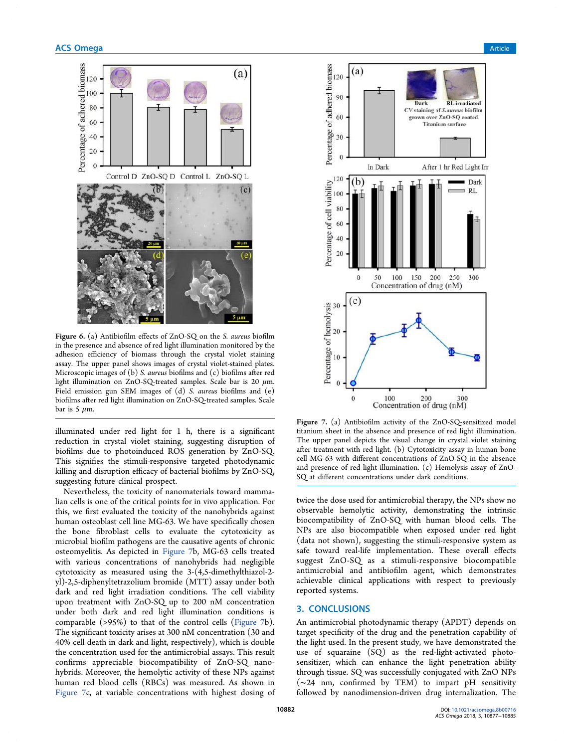Figure 6. (a) Antibiofilm effects of ZnO-SQ on the *S. aureus* biofilm in the presence and absence of red light illumination monitored by the adhesion efficiency of biomass through the crystal violet staining assay. The upper panel shows images of crystal violet-stained plates. Microscopic images of (b) *S. aureus* biofilms and (c) biofilms after red light illumination on ZnO-SQ-treated samples. Scale bar is 20 $\mu$m. Field emission gun SEM images of (d) *S. aureus* biofilms and (e) biofilms after red light illumination on ZnO-SQ-treated samples. Scale bar is 5 $\mu$m.

illuminated under red light for 1 h, there is a significant reduction in crystal violet staining, suggesting disruption of biofilms due to photoinduced ROS generation by ZnO-SQ. This signifies the stimuli-responsive targeted photodynamic killing and disruption efficacy of bacterial biofilms by ZnO-SQ, suggesting future clinical prospect.

Nevertheless, the toxicity of nanomaterials toward mammalian cells is one of the critical points for in vivo application. For this, we first evaluated the toxicity of the nanohybrids against human osteoblast cell line MG-63. We have specifically chosen the bone fibroblast cells to evaluate the cytotoxicity as microbial biofilm pathogens are the causative agents of chronic osteomyelitis. As depicted in Figure 7b, MG-63 cells treated with various concentrations of nanohybrids had negligible cytotoxicity as measured using the 3-(4,5-dimethylthiazol-2-yl)-2,5-diphenyltetrazolium bromide (MTT) assay under both dark and red light irradiation conditions. The cell viability upon treatment with ZnO-SQ up to 200 nM concentration under both dark and red light illumination conditions is comparable (>95%) to that of the control cells (Figure 7b). The significant toxicity arises at 300 nM concentration (30 and 40% cell death in dark and light, respectively), which is double the concentration used for the antimicrobial assays. This result confirms appreciable biocompatibility of ZnO-SQ nanohybrids. Moreover, the hemolytic activity of these NPs against human red blood cells (RBCs) was measured. As shown in Figure 7c, at variable concentrations with highest dosing of twice the dose used for antimicrobial therapy, the NPs show no observable hemolytic activity, demonstrating the intrinsic biocompatibility of ZnO-SQ with human blood cells. The NPs are also biocompatible when exposed under red light (data not shown), suggesting the stimuli-responsive system as safe toward real-life implementation. These overall effects suggest ZnO-SQ as a stimuli-responsive biocompatible antimicrobial and antibiofilm agent, which demonstrates achievable clinical applications with respect to previously reported systems.

Figure 7. (a) Antibiofilm activity of the ZnO-SQ-sensitized model titanium sheet in the absence and presence of red light illumination. The upper panel depicts the visual change in crystal violet staining after treatment with red light. (b) Cytotoxicity assay in human bone cell MG-63 with different concentrations of ZnO-SQ in the absence and presence of red light illumination. (c) Hemolysis assay of ZnO-SQ at different concentrations under dark conditions.

## 3. CONCLUSIONS

An antimicrobial photodynamic therapy (APDT) depends on target specificity of the drug and the penetration capability of the light used. In the present study, we have demonstrated the use of squaraine (SQ) as the red-light-activated photosensitizer, which can enhance the light penetration ability through tissue. SQ was successfully conjugated with ZnO NPs (~24 nm, confirmed by TEM) to impart pH sensitivity followed by nanodimension-driven drug internalization. The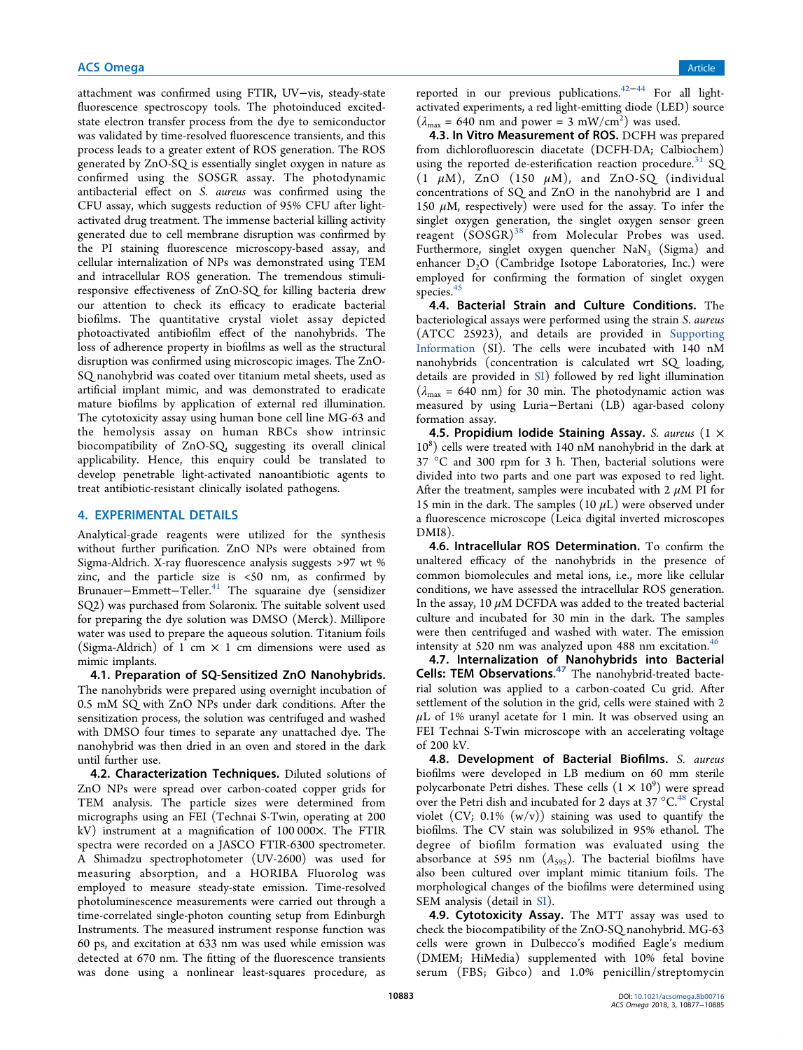attachment was confirmed using FTIR, UV–vis, steady-state fluorescence spectroscopy tools. The photoinduced excited-state electron transfer process from the dye to semiconductor was validated by time-resolved fluorescence transients, and this process leads to a greater extent of ROS generation. The ROS generated by ZnO-SQ is essentially singlet oxygen in nature as confirmed using the SOSGR assay. The photodynamic antibacterial effect on *S. aureus* was confirmed using the CFU assay, which suggests reduction of 95% CFU after light-activated drug treatment. The immense bacterial killing activity generated due to cell membrane disruption was confirmed by the PI staining fluorescence microscopy-based assay, and cellular internalization of NPs was demonstrated using TEM and intracellular ROS generation. The tremendous stimuli-responsive effectiveness of ZnO-SQ for killing bacteria drew our attention to check its efficacy to eradicate bacterial biofilms. The quantitative crystal violet assay depicted photoactivated antibiofilm effect of the nanohybrids. The loss of adherence property in biofilms as well as the structural disruption was confirmed using microscopic images. The ZnO-SQ nanohybrid was coated over titanium metal sheets, used as artificial implant mimic, and was demonstrated to eradicate mature biofilms by application of external red illumination. The cytotoxicity assay using human bone cell line MG-63 and the hemolysis assay on human RBCs show intrinsic biocompatibility of ZnO-SQ, suggesting its overall clinical applicability. Hence, this enquiry could be translated to develop penetrable light-activated nanoantibiotic agents to treat antibiotic-resistant clinically isolated pathogens.

## 4. EXPERIMENTAL DETAILS

Analytical-grade reagents were utilized for the synthesis without further purification. ZnO NPs were obtained from Sigma-Aldrich. X-ray fluorescence analysis suggests >97 wt % zinc, and the particle size is <50 nm, as confirmed by Brunauer–Emmett–Teller.[41] The squaraine dye (sensitizer SQ2) was purchased from Solaronix. The suitable solvent used for preparing the dye solution was DMSO (Merck). Millipore water was used to prepare the aqueous solution. Titanium foils (Sigma-Aldrich) of 1 cm × 1 cm dimensions were used as mimic implants.

**4.1. Preparation of SQ-Sensitized ZnO Nanohybrids.** The nanohybrids were prepared using overnight incubation of 0.5 mM SQ with ZnO NPs under dark conditions. After the sensitization process, the solution was centrifuged and washed with DMSO four times to separate any unattached dye. The nanohybrid was then dried in an oven and stored in the dark until further use.

**4.2. Characterization Techniques.** Diluted solutions of ZnO NPs were spread over carbon-coated copper grids for TEM analysis. The particle sizes were determined from micrographs using an FEI (Technai S-Twin, operating at 200 kV) instrument at a magnification of 100 000×. The FTIR spectra were recorded on a JASCO FTIR-6300 spectrometer. A Shimadzu spectrophotometer (UV-2600) was used for measuring absorption, and a HORIBA Fluorolog was employed to measure steady-state emission. Time-resolved photoluminescence measurements were carried out through a time-correlated single-photon counting setup from Edinburgh Instruments. The measured instrument response function was 60 ps, and excitation at 633 nm was used while emission was detected at 670 nm. The fitting of the fluorescence transients was done using a nonlinear least-squares procedure, as reported in our previous publications.[42−44] For all light-activated experiments, a red light-emitting diode (LED) source ($\lambda_{max}$ = 640 nm and power = 3 mW/cm$^2$) was used.

**4.3. In Vitro Measurement of ROS.** DCFH was prepared from dichlorofluorescin diacetate (DCFH-DA; Calbiochem) using the reported de-esterification reaction procedure.[31] SQ (1 μM), ZnO (150 μM), and ZnO-SQ (individual concentrations of SQ and ZnO in the nanohybrid are 1 and 150 μM, respectively) were used for the assay. To infer the singlet oxygen generation, the singlet oxygen sensor green reagent (SOSGR)[38] from Molecular Probes was used. Furthermore, singlet oxygen quencher $NaN_3$ (Sigma) and enhancer $D_2O$ (Cambridge Isotope Laboratories, Inc.) were employed for confirming the formation of singlet oxygen species.[45]

**4.4. Bacterial Strain and Culture Conditions.** The bacteriological assays were performed using the strain *S. aureus* (ATCC 25923), and details are provided in Supporting Information (SI). The cells were incubated with 140 nM nanohybrids (concentration is calculated wrt SQ loading, details are provided in SI) followed by red light illumination ($\lambda_{max}$ = 640 nm) for 30 min. The photodynamic action was measured by using Luria–Bertani (LB) agar-based colony formation assay.

**4.5. Propidium Iodide Staining Assay.** *S. aureus* (1 × 10$^8$) cells were treated with 140 nM nanohybrid in the dark at 37 °C and 300 rpm for 3 h. Then, bacterial solutions were divided into two parts and one part was exposed to red light. After the treatment, samples were incubated with 2 μM PI for 15 min in the dark. The samples (10 μL) were observed under a fluorescence microscope (Leica digital inverted microscopes DMI8).

**4.6. Intracellular ROS Determination.** To confirm the unaltered efficacy of the nanohybrids in the presence of common biomolecules and metal ions, i.e., more like cellular conditions, we have assessed the intracellular ROS generation. In the assay, 10 μM DCFDA was added to the treated bacterial culture and incubated for 30 min in the dark. The samples were then centrifuged and washed with water. The emission intensity at 520 nm was analyzed upon 488 nm excitation.[46]

**4.7. Internalization of Nanohybrids into Bacterial Cells: TEM Observations.**[47] The nanohybrid-treated bacterial solution was applied to a carbon-coated Cu grid. After settlement of the solution in the grid, cells were stained with 2 μL of 1% uranyl acetate for 1 min. It was observed using an FEI Technai S-Twin microscope with an accelerating voltage of 200 kV.

**4.8. Development of Bacterial Biofilms.** *S. aureus* biofilms were developed in LB medium on 60 mm sterile polycarbonate Petri dishes. These cells (1 × 10$^9$) were spread over the Petri dish and incubated for 2 days at 37 °C.[48] Crystal violet (CV; 0.1% (w/v)) staining was used to quantify the biofilms. The CV stain was solubilized in 95% ethanol. The degree of biofilm formation was evaluated using the absorbance at 595 nm ($A_{595}$). The bacterial biofilms have also been cultured over implant mimic titanium foils. The morphological changes of the biofilms were determined using SEM analysis (detail in SI).

**4.9. Cytotoxicity Assay.** The MTT assay was used to check the biocompatibility of the ZnO-SQ nanohybrid. MG-63 cells were grown in Dulbecco's modified Eagle's medium (DMEM; HiMedia) supplemented with 10% fetal bovine serum (FBS; Gibco) and 1.0% penicillin/streptomycin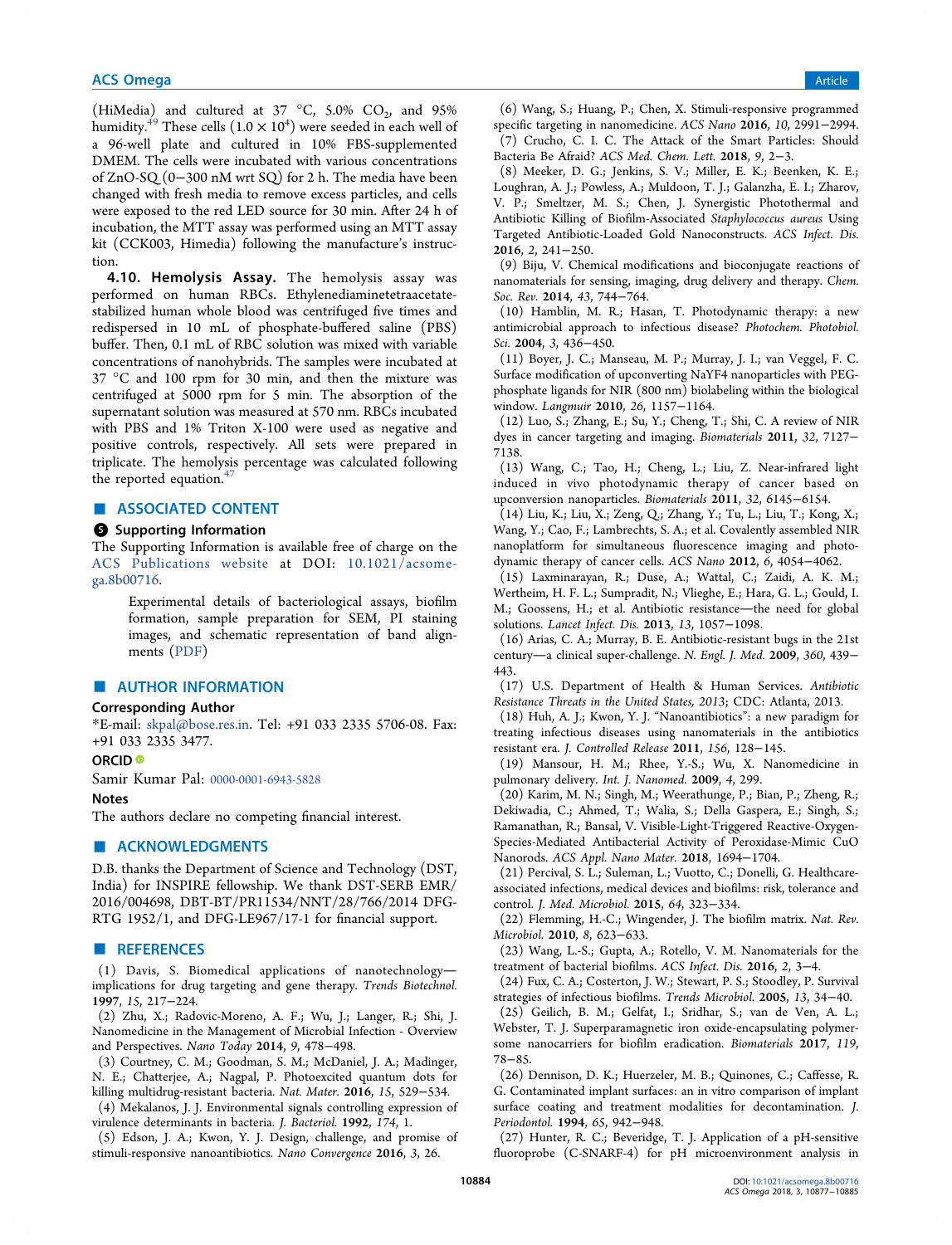(HiMedia) and cultured at 37 °C, 5.0% $CO_2$, and 95% humidity.[49] These cells ($1.0 \times 10^4$) were seeded in each well of a 96-well plate and cultured in 10% FBS-supplemented DMEM. The cells were incubated with various concentrations of ZnO-SQ (0−300 nM wrt SQ) for 2 h. The media have been changed with fresh media to remove excess particles, and cells were exposed to the red LED source for 30 min. After 24 h of incubation, the MTT assay was performed using an MTT assay kit (CCK003, Himedia) following the manufacture's instruction.

**4.10. Hemolysis Assay.** The hemolysis assay was performed on human RBCs. Ethylenediaminetetraacetate-stabilized human whole blood was centrifuged five times and redispersed in 10 mL of phosphate-buffered saline (PBS) buffer. Then, 0.1 mL of RBC solution was mixed with variable concentrations of nanohybrids. The samples were incubated at 37 °C and 100 rpm for 30 min, and then the mixture was centrifuged at 5000 rpm for 5 min. The absorption of the supernatant solution was measured at 570 nm. RBCs incubated with PBS and 1% Triton X-100 were used as negative and positive controls, respectively. All sets were prepared in triplicate. The hemolysis percentage was calculated following the reported equation.[47]

## ■ ASSOCIATED CONTENT

### Supporting Information

The Supporting Information is available free of charge on the ACS Publications website at DOI: 10.1021/acsomega.8b00716.

> Experimental details of bacteriological assays, biofilm formation, sample preparation for SEM, PI staining images, and schematic representation of band alignments (PDF)

## ■ AUTHOR INFORMATION

### Corresponding Author

*E-mail: skpal@bose.res.in. Tel: +91 033 2335 5706-08. Fax: +91 033 2335 3477.

### ORCID

Samir Kumar Pal: 0000-0001-6943-5828

### Notes

The authors declare no competing financial interest.

## ■ ACKNOWLEDGMENTS

D.B. thanks the Department of Science and Technology (DST, India) for INSPIRE fellowship. We thank DST-SERB EMR/2016/004698, DBT-BT/PR11534/NNT/28/766/2014 DFG-RTG 1952/1, and DFG-LE967/17-1 for financial support.

## ■ REFERENCES

(1) Davis, S. Biomedical applications of nanotechnology—implications for drug targeting and gene therapy. *Trends Biotechnol.* **1997**, *15*, 217−224.

(2) Zhu, X.; Radovic-Moreno, A. F.; Wu, J.; Langer, R.; Shi, J. Nanomedicine in the Management of Microbial Infection - Overview and Perspectives. *Nano Today* **2014**, *9*, 478−498.

(3) Courtney, C. M.; Goodman, S. M.; McDaniel, J. A.; Madinger, N. E.; Chatterjee, A.; Nagpal, P. Photoexcited quantum dots for killing multidrug-resistant bacteria. *Nat. Mater.* **2016**, *15*, 529−534.

(4) Mekalanos, J. J. Environmental signals controlling expression of virulence determinants in bacteria. *J. Bacteriol.* **1992**, *174*, 1.

(5) Edson, J. A.; Kwon, Y. J. Design, challenge, and promise of stimuli-responsive nanoantibiotics. *Nano Convergence* **2016**, *3*, 26.

(6) Wang, S.; Huang, P.; Chen, X. Stimuli-responsive programmed specific targeting in nanomedicine. *ACS Nano* **2016**, *10*, 2991−2994.

(7) Crucho, C. I. C. The Attack of the Smart Particles: Should Bacteria Be Afraid? *ACS Med. Chem. Lett.* **2018**, *9*, 2−3.

(8) Meeker, D. G.; Jenkins, S. V.; Miller, E. K.; Beenken, K. E.; Loughran, A. J.; Powless, A.; Muldoon, T. J.; Galanzha, E. I.; Zharov, V. P.; Smeltzer, M. S.; Chen, J. Synergistic Photothermal and Antibiotic Killing of Biofilm-Associated *Staphylococcus aureus* Using Targeted Antibiotic-Loaded Gold Nanoconstructs. *ACS Infect. Dis.* **2016**, *2*, 241−250.

(9) Biju, V. Chemical modifications and bioconjugate reactions of nanomaterials for sensing, imaging, drug delivery and therapy. *Chem. Soc. Rev.* **2014**, *43*, 744−764.

(10) Hamblin, M. R.; Hasan, T. Photodynamic therapy: a new antimicrobial approach to infectious disease? *Photochem. Photobiol. Sci.* **2004**, *3*, 436−450.

(11) Boyer, J. C.; Manseau, M. P.; Murray, J. I.; van Veggel, F. C. Surface modification of upconverting NaYF4 nanoparticles with PEG-phosphate ligands for NIR (800 nm) biolabeling within the biological window. *Langmuir* **2010**, *26*, 1157−1164.

(12) Luo, S.; Zhang, E.; Su, Y.; Cheng, T.; Shi, C. A review of NIR dyes in cancer targeting and imaging. *Biomaterials* **2011**, *32*, 7127−7138.

(13) Wang, C.; Tao, H.; Cheng, L.; Liu, Z. Near-infrared light induced in vivo photodynamic therapy of cancer based on upconversion nanoparticles. *Biomaterials* **2011**, *32*, 6145−6154.

(14) Liu, K.; Liu, X.; Zeng, Q.; Zhang, Y.; Tu, L.; Liu, T.; Kong, X.; Wang, Y.; Cao, F.; Lambrechts, S. A.; et al. Covalently assembled NIR nanoplatform for simultaneous fluorescence imaging and photodynamic therapy of cancer cells. *ACS Nano* **2012**, *6*, 4054−4062.

(15) Laxminarayan, R.; Duse, A.; Wattal, C.; Zaidi, A. K. M.; Wertheim, H. F. L.; Sumpradit, N.; Vlieghe, E.; Hara, G. L.; Gould, I. M.; Goossens, H.; et al. Antibiotic resistance—the need for global solutions. *Lancet Infect. Dis.* **2013**, *13*, 1057−1098.

(16) Arias, C. A.; Murray, B. E. Antibiotic-resistant bugs in the 21st century—a clinical super-challenge. *N. Engl. J. Med.* **2009**, *360*, 439−443.

(17) U.S. Department of Health & Human Services. *Antibiotic Resistance Threats in the United States, 2013*; CDC: Atlanta, 2013.

(18) Huh, A. J.; Kwon, Y. J. "Nanoantibiotics": a new paradigm for treating infectious diseases using nanomaterials in the antibiotics resistant era. *J. Controlled Release* **2011**, *156*, 128−145.

(19) Mansour, H. M.; Rhee, Y.-S.; Wu, X. Nanomedicine in pulmonary delivery. *Int. J. Nanomed.* **2009**, *4*, 299.

(20) Karim, M. N.; Singh, M.; Weerathunge, P.; Bian, P.; Zheng, R.; Dekiwadia, C.; Ahmed, T.; Walia, S.; Della Gaspera, E.; Singh, S.; Ramanathan, R.; Bansal, V. Visible-Light-Triggered Reactive-Oxygen-Species-Mediated Antibacterial Activity of Peroxidase-Mimic CuO Nanorods. *ACS Appl. Nano Mater.* **2018**, 1694−1704.

(21) Percival, S. L.; Suleman, L.; Vuotto, C.; Donelli, G. Healthcare-associated infections, medical devices and biofilms: risk, tolerance and control. *J. Med. Microbiol.* **2015**, *64*, 323−334.

(22) Flemming, H.-C.; Wingender, J. The biofilm matrix. *Nat. Rev. Microbiol.* **2010**, *8*, 623−633.

(23) Wang, L.-S.; Gupta, A.; Rotello, V. M. Nanomaterials for the treatment of bacterial biofilms. *ACS Infect. Dis.* **2016**, *2*, 3−4.

(24) Fux, C. A.; Costerton, J. W.; Stewart, P. S.; Stoodley, P. Survival strategies of infectious biofilms. *Trends Microbiol.* **2005**, *13*, 34−40.

(25) Geilich, B. M.; Gelfat, I.; Sridhar, S.; van de Ven, A. L.; Webster, T. J. Superparamagnetic iron oxide-encapsulating polymersome nanocarriers for biofilm eradication. *Biomaterials* **2017**, *119*, 78−85.

(26) Dennison, D. K.; Huerzeler, M. B.; Quinones, C.; Caffesse, R. G. Contaminated implant surfaces: an in vitro comparison of implant surface coating and treatment modalities for decontamination. *J. Periodontol.* **1994**, *65*, 942−948.

(27) Hunter, R. C.; Beveridge, T. J. Application of a pH-sensitive fluoroprobe (C-SNARF-4) for pH microenvironment analysis in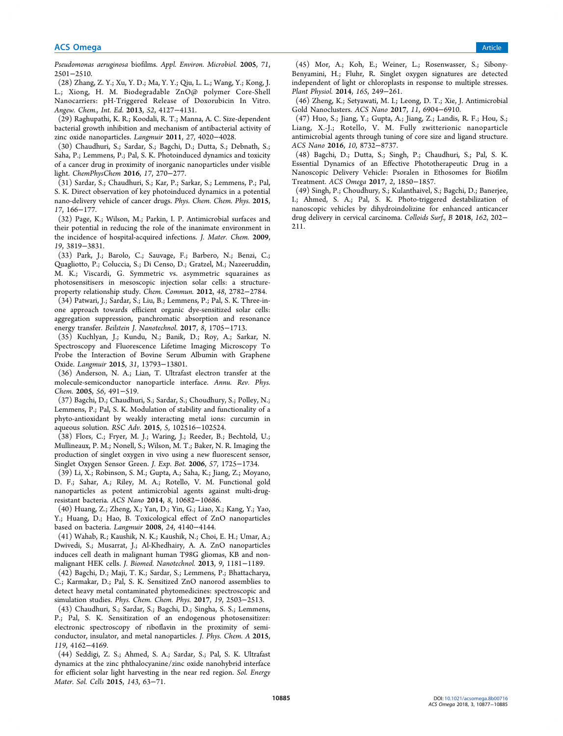*Pseudomonas aeruginosa* biofilms. *Appl. Environ. Microbiol.* **2005**, *71*, 2501−2510.

(28) Zhang, Z. Y.; Xu, Y. D.; Ma, Y. Y.; Qiu, L. L.; Wang, Y.; Kong, J. L.; Xiong, H. M. Biodegradable ZnO@ polymer Core-Shell Nanocarriers: pH-Triggered Release of Doxorubicin In Vitro. *Angew. Chem., Int. Ed.* **2013**, *52*, 4127−4131.

(29) Raghupathi, K. R.; Koodali, R. T.; Manna, A. C. Size-dependent bacterial growth inhibition and mechanism of antibacterial activity of zinc oxide nanoparticles. *Langmuir* **2011**, *27*, 4020−4028.

(30) Chaudhuri, S.; Sardar, S.; Bagchi, D.; Dutta, S.; Debnath, S.; Saha, P.; Lemmens, P.; Pal, S. K. Photoinduced dynamics and toxicity of a cancer drug in proximity of inorganic nanoparticles under visible light. *ChemPhysChem* **2016**, *17*, 270−277.

(31) Sardar, S.; Chaudhuri, S.; Kar, P.; Sarkar, S.; Lemmens, P.; Pal, S. K. Direct observation of key photoinduced dynamics in a potential nano-delivery vehicle of cancer drugs. *Phys. Chem. Chem. Phys.* **2015**, *17*, 166−177.

(32) Page, K.; Wilson, M.; Parkin, I. P. Antimicrobial surfaces and their potential in reducing the role of the inanimate environment in the incidence of hospital-acquired infections. *J. Mater. Chem.* **2009**, *19*, 3819−3831.

(33) Park, J.; Barolo, C.; Sauvage, F.; Barbero, N.; Benzi, C.; Quagliotto, P.; Coluccia, S.; Di Censo, D.; Gratzel, M.; Nazeeruddin, M. K.; Viscardi, G. Symmetric vs. asymmetric squaraines as photosensitisers in mesoscopic injection solar cells: a structure-property relationship study. *Chem. Commun.* **2012**, *48*, 2782−2784.

(34) Patwari, J.; Sardar, S.; Liu, B.; Lemmens, P.; Pal, S. K. Three-in-one approach towards efficient organic dye-sensitized solar cells: aggregation suppression, panchromatic absorption and resonance energy transfer. *Beilstein J. Nanotechnol.* **2017**, *8*, 1705−1713.

(35) Kuchlyan, J.; Kundu, N.; Banik, D.; Roy, A.; Sarkar, N. Spectroscopy and Fluorescence Lifetime Imaging Microscopy To Probe the Interaction of Bovine Serum Albumin with Graphene Oxide. *Langmuir* **2015**, *31*, 13793−13801.

(36) Anderson, N. A.; Lian, T. Ultrafast electron transfer at the molecule-semiconductor nanoparticle interface. *Annu. Rev. Phys. Chem.* **2005**, *56*, 491−519.

(37) Bagchi, D.; Chaudhuri, S.; Sardar, S.; Choudhury, S.; Polley, N.; Lemmens, P.; Pal, S. K. Modulation of stability and functionality of a phyto-antioxidant by weakly interacting metal ions: curcumin in aqueous solution. *RSC Adv.* **2015**, *5*, 102516−102524.

(38) Flors, C.; Fryer, M. J.; Waring, J.; Reeder, B.; Bechtold, U.; Mullineaux, P. M.; Nonell, S.; Wilson, M. T.; Baker, N. R. Imaging the production of singlet oxygen in vivo using a new fluorescent sensor, Singlet Oxygen Sensor Green. *J. Exp. Bot.* **2006**, *57*, 1725−1734.

(39) Li, X.; Robinson, S. M.; Gupta, A.; Saha, K.; Jiang, Z.; Moyano, D. F.; Sahar, A.; Riley, M. A.; Rotello, V. M. Functional gold nanoparticles as potent antimicrobial agents against multi-drug-resistant bacteria. *ACS Nano* **2014**, *8*, 10682−10686.

(40) Huang, Z.; Zheng, X.; Yan, D.; Yin, G.; Liao, X.; Kang, Y.; Yao, Y.; Huang, D.; Hao, B. Toxicological effect of ZnO nanoparticles based on bacteria. *Langmuir* **2008**, *24*, 4140−4144.

(41) Wahab, R.; Kaushik, N. K.; Kaushik, N.; Choi, E. H.; Umar, A.; Dwivedi, S.; Musarrat, J.; Al-Khedhairy, A. A. ZnO nanoparticles induces cell death in malignant human T98G gliomas, KB and non-malignant HEK cells. *J. Biomed. Nanotechnol.* **2013**, *9*, 1181−1189.

(42) Bagchi, D.; Maji, T. K.; Sardar, S.; Lemmens, P.; Bhattacharya, C.; Karmakar, D.; Pal, S. K. Sensitized ZnO nanorod assemblies to detect heavy metal contaminated phytomedicines: spectroscopic and simulation studies. *Phys. Chem. Chem. Phys.* **2017**, *19*, 2503−2513.

(43) Chaudhuri, S.; Sardar, S.; Bagchi, D.; Singha, S. S.; Lemmens, P.; Pal, S. K. Sensitization of an endogenous photosensitizer: electronic spectroscopy of riboflavin in the proximity of semiconductor, insulator, and metal nanoparticles. *J. Phys. Chem. A* **2015**, *119*, 4162−4169.

(44) Seddigi, Z. S.; Ahmed, S. A.; Sardar, S.; Pal, S. K. Ultrafast dynamics at the zinc phthalocyanine/zinc oxide nanohybrid interface for efficient solar light harvesting in the near red region. *Sol. Energy Mater. Sol. Cells* **2015**, *143*, 63−71.

(45) Mor, A.; Koh, E.; Weiner, L.; Rosenwasser, S.; Sibony-Benyamini, H.; Fluhr, R. Singlet oxygen signatures are detected independent of light or chloroplasts in response to multiple stresses. *Plant Physiol.* **2014**, *165*, 249−261.

(46) Zheng, K.; Setyawati, M. I.; Leong, D. T.; Xie, J. Antimicrobial Gold Nanoclusters. *ACS Nano* **2017**, *11*, 6904−6910.

(47) Huo, S.; Jiang, Y.; Gupta, A.; Jiang, Z.; Landis, R. F.; Hou, S.; Liang, X.-J.; Rotello, V. M. Fully zwitterionic nanoparticle antimicrobial agents through tuning of core size and ligand structure. *ACS Nano* **2016**, *10*, 8732−8737.

(48) Bagchi, D.; Dutta, S.; Singh, P.; Chaudhuri, S.; Pal, S. K. Essential Dynamics of an Effective Phototherapeutic Drug in a Nanoscopic Delivery Vehicle: Psoralen in Ethosomes for Biofilm Treatment. *ACS Omega* **2017**, *2*, 1850−1857.

(49) Singh, P.; Choudhury, S.; Kulanthaivel, S.; Bagchi, D.; Banerjee, I.; Ahmed, S. A.; Pal, S. K. Photo-triggered destabilization of nanoscopic vehicles by dihydroindolizine for enhanced anticancer drug delivery in cervical carcinoma. *Colloids Surf., B* **2018**, *162*, 202−211.